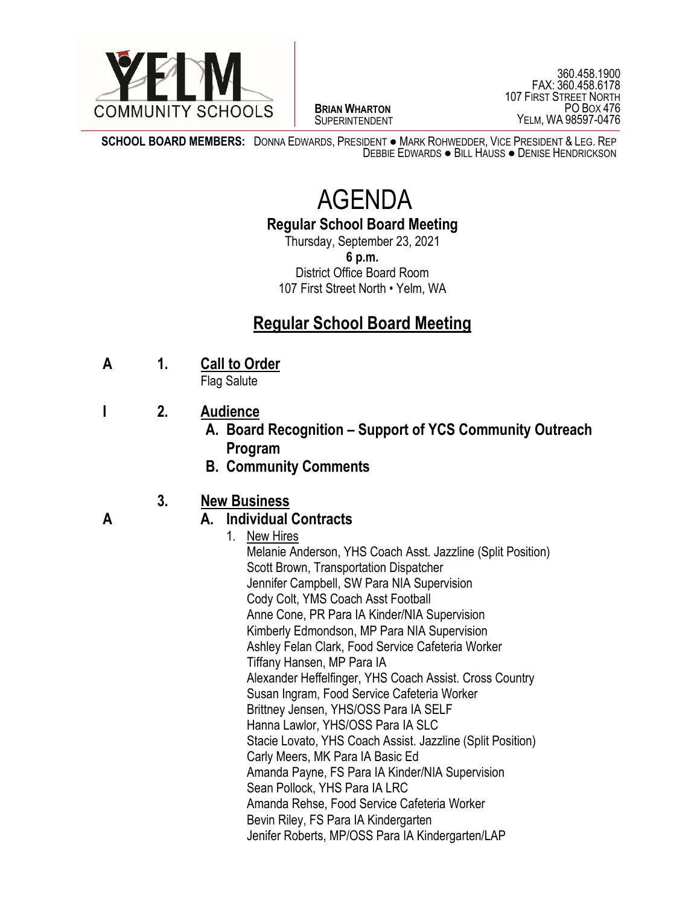YELM COMMUNITY SCHOOLS

**BRIAN WHARTON**
SUPERINTENDENT

360.458.1900
FAX: 360.458.6178
107 FIRST STREET NORTH
PO BOX 476
YELM, WA 98597-0476

**SCHOOL BOARD MEMBERS:** DONNA EDWARDS, PRESIDENT ● MARK ROHWEDDER, VICE PRESIDENT & LEG. REP
DEBBIE EDWARDS ● BILL HAUSS ● DENISE HENDRICKSON

# AGENDA

**Regular School Board Meeting**

Thursday, September 23, 2021
**6 p.m.**
District Office Board Room
107 First Street North • Yelm, WA

## Regular School Board Meeting

**A** **1.** **Call to Order**
Flag Salute

**I** **2.** **Audience**

- **A. Board Recognition – Support of YCS Community Outreach Program**
- **B. Community Comments**

**3.** **New Business**

**A** **A. Individual Contracts**

1. New Hires
   - Melanie Anderson, YHS Coach Asst. Jazzline (Split Position)
   - Scott Brown, Transportation Dispatcher
   - Jennifer Campbell, SW Para NIA Supervision
   - Cody Colt, YMS Coach Asst Football
   - Anne Cone, PR Para IA Kinder/NIA Supervision
   - Kimberly Edmondson, MP Para NIA Supervision
   - Ashley Felan Clark, Food Service Cafeteria Worker
   - Tiffany Hansen, MP Para IA
   - Alexander Heffelfinger, YHS Coach Assist. Cross Country
   - Susan Ingram, Food Service Cafeteria Worker
   - Brittney Jensen, YHS/OSS Para IA SELF
   - Hanna Lawlor, YHS/OSS Para IA SLC
   - Stacie Lovato, YHS Coach Assist. Jazzline (Split Position)
   - Carly Meers, MK Para IA Basic Ed
   - Amanda Payne, FS Para IA Kinder/NIA Supervision
   - Sean Pollock, YHS Para IA LRC
   - Amanda Rehse, Food Service Cafeteria Worker
   - Bevin Riley, FS Para IA Kindergarten
   - Jenifer Roberts, MP/OSS Para IA Kindergarten/LAP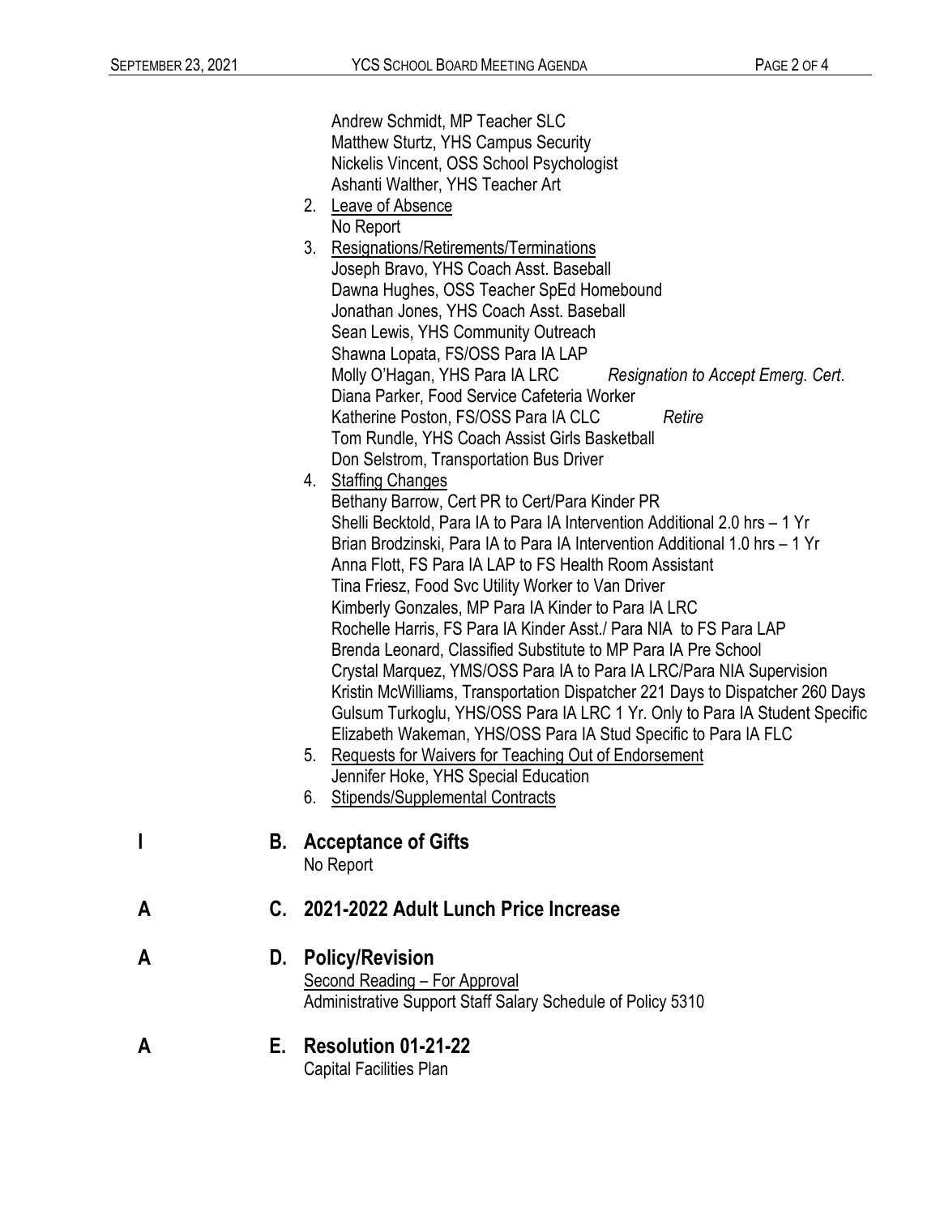Andrew Schmidt, MP Teacher SLC
Matthew Sturtz, YHS Campus Security
Nickelis Vincent, OSS School Psychologist
Ashanti Walther, YHS Teacher Art

2. Leave of Absence
   No Report
3. Resignations/Retirements/Terminations
   Joseph Bravo, YHS Coach Asst. Baseball
   Dawna Hughes, OSS Teacher SpEd Homebound
   Jonathan Jones, YHS Coach Asst. Baseball
   Sean Lewis, YHS Community Outreach
   Shawna Lopata, FS/OSS Para IA LAP
   Molly O'Hagan, YHS Para IA LRC *Resignation to Accept Emerg. Cert*.
   Diana Parker, Food Service Cafeteria Worker
   Katherine Poston, FS/OSS Para IA CLC *Retire*
   Tom Rundle, YHS Coach Assist Girls Basketball
   Don Selstrom, Transportation Bus Driver
4. Staffing Changes
   Bethany Barrow, Cert PR to Cert/Para Kinder PR
   Shelli Becktold, Para IA to Para IA Intervention Additional 2.0 hrs – 1 Yr
   Brian Brodzinski, Para IA to Para IA Intervention Additional 1.0 hrs – 1 Yr
   Anna Flott, FS Para IA LAP to FS Health Room Assistant
   Tina Friesz, Food Svc Utility Worker to Van Driver
   Kimberly Gonzales, MP Para IA Kinder to Para IA LRC
   Rochelle Harris, FS Para IA Kinder Asst./ Para NIA to FS Para LAP
   Brenda Leonard, Classified Substitute to MP Para IA Pre School
   Crystal Marquez, YMS/OSS Para IA to Para IA LRC/Para NIA Supervision
   Kristin McWilliams, Transportation Dispatcher 221 Days to Dispatcher 260 Days
   Gulsum Turkoglu, YHS/OSS Para IA LRC 1 Yr. Only to Para IA Student Specific
   Elizabeth Wakeman, YHS/OSS Para IA Stud Specific to Para IA FLC
5. Requests for Waivers for Teaching Out of Endorsement
   Jennifer Hoke, YHS Special Education
6. Stipends/Supplemental Contracts

**I** **B. Acceptance of Gifts**
No Report

**A** **C. 2021-2022 Adult Lunch Price Increase**

**A** **D. Policy/Revision**
Second Reading – For Approval
Administrative Support Staff Salary Schedule of Policy 5310

**A** **E. Resolution 01-21-22**
Capital Facilities Plan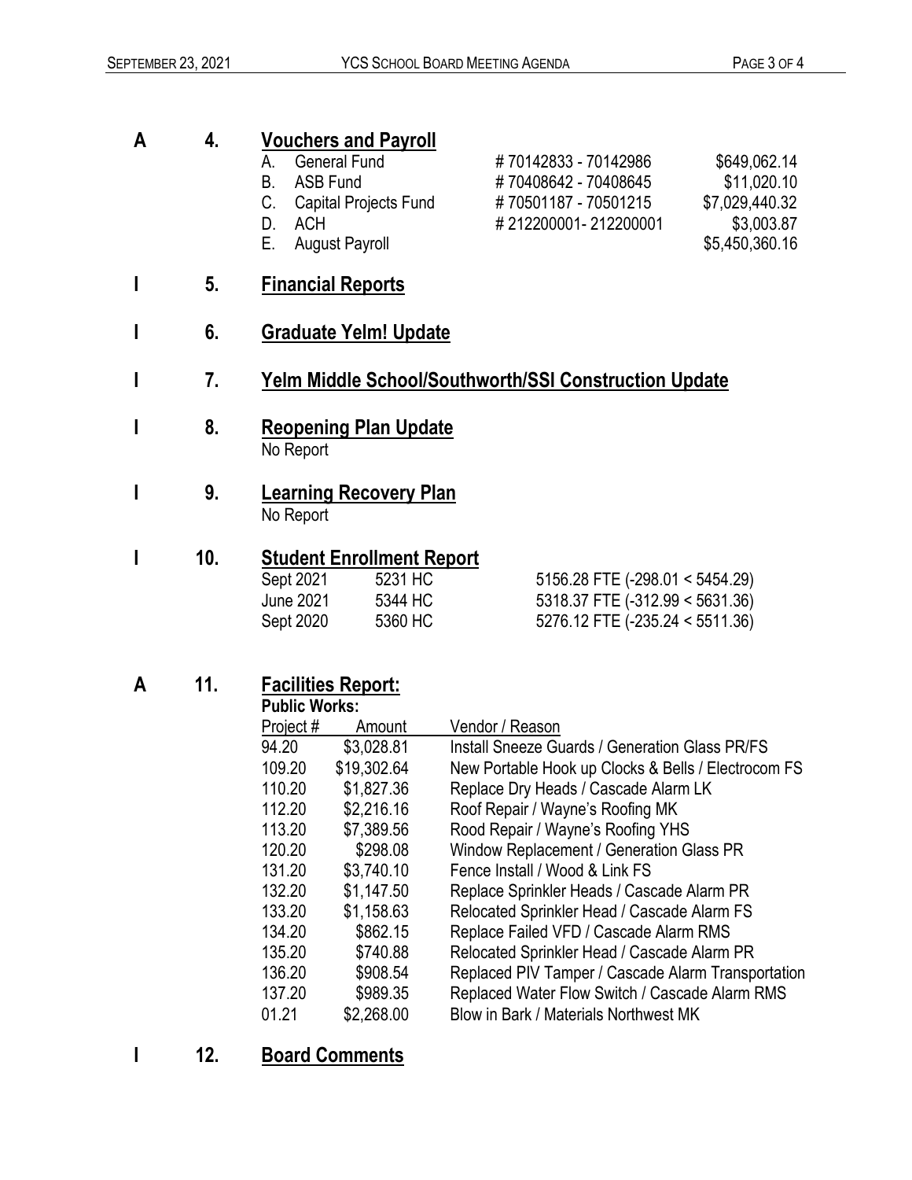**A 4. Vouchers and Payroll**

| | | | |
|---|---|---|---|
| A. | General Fund | # 70142833 - 70142986 | $649,062.14 |
| B. | ASB Fund | # 70408642 - 70408645 | $11,020.10 |
| C. | Capital Projects Fund | # 70501187 - 70501215 | $7,029,440.32 |
| D. | ACH | # 212200001- 212200001 | $3,003.87 |
| E. | August Payroll | | $5,450,360.16 |

**I 5. Financial Reports**

**I 6. Graduate Yelm! Update**

**I 7. Yelm Middle School/Southworth/SSI Construction Update**

**I 8. Reopening Plan Update**

No Report

**I 9. Learning Recovery Plan**

No Report

**I 10. Student Enrollment Report**

| | | |
|---|---|---|
| Sept 2021 | 5231 HC | 5156.28 FTE (-298.01 < 5454.29) |
| June 2021 | 5344 HC | 5318.37 FTE (-312.99 < 5631.36) |
| Sept 2020 | 5360 HC | 5276.12 FTE (-235.24 < 5511.36) |

**A 11. Facilities Report:**

**Public Works:**

| Project # | Amount | Vendor / Reason |
|---|---|---|
| 94.20 | $3,028.81 | Install Sneeze Guards / Generation Glass PR/FS |
| 109.20 | $19,302.64 | New Portable Hook up Clocks & Bells / Electrocom FS |
| 110.20 | $1,827.36 | Replace Dry Heads / Cascade Alarm LK |
| 112.20 | $2,216.16 | Roof Repair / Wayne's Roofing MK |
| 113.20 | $7,389.56 | Rood Repair / Wayne's Roofing YHS |
| 120.20 | $298.08 | Window Replacement / Generation Glass PR |
| 131.20 | $3,740.10 | Fence Install / Wood & Link FS |
| 132.20 | $1,147.50 | Replace Sprinkler Heads / Cascade Alarm PR |
| 133.20 | $1,158.63 | Relocated Sprinkler Head / Cascade Alarm FS |
| 134.20 | $862.15 | Replace Failed VFD / Cascade Alarm RMS |
| 135.20 | $740.88 | Relocated Sprinkler Head / Cascade Alarm PR |
| 136.20 | $908.54 | Replaced PIV Tamper / Cascade Alarm Transportation |
| 137.20 | $989.35 | Replaced Water Flow Switch / Cascade Alarm RMS |
| 01.21 | $2,268.00 | Blow in Bark / Materials Northwest MK |

**I 12. Board Comments**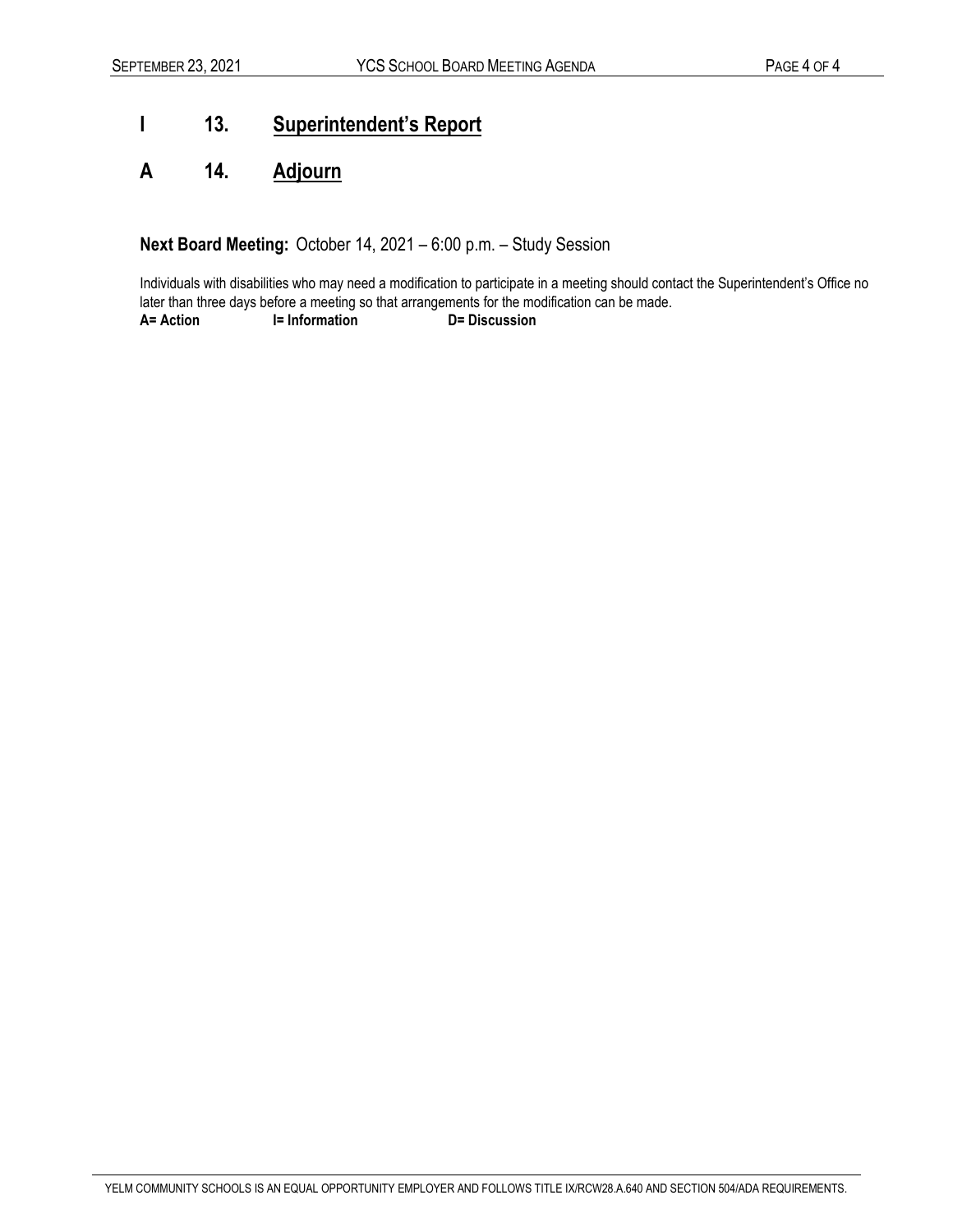## I 13. Superintendent's Report

## A 14. Adjourn

**Next Board Meeting:** October 14, 2021 – 6:00 p.m. – Study Session

Individuals with disabilities who may need a modification to participate in a meeting should contact the Superintendent's Office no later than three days before a meeting so that arrangements for the modification can be made.

**A= Action** **I= Information** **D= Discussion**